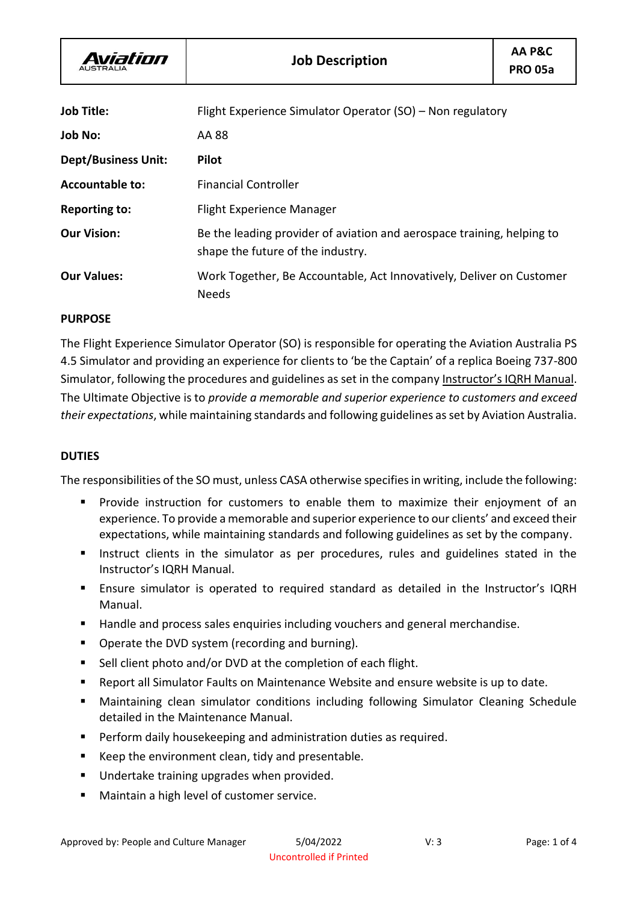| Aviation AUSTRALIA | Job Description | AA P&C PRO 05a |
| --- | --- | --- |

| | |
| --- | --- |
| **Job Title:** | Flight Experience Simulator Operator (SO) – Non regulatory |
| **Job No:** | AA 88 |
| **Dept/Business Unit:** | **Pilot** |
| **Accountable to:** | Financial Controller |
| **Reporting to:** | Flight Experience Manager |
| **Our Vision:** | Be the leading provider of aviation and aerospace training, helping to shape the future of the industry. |
| **Our Values:** | Work Together, Be Accountable, Act Innovatively, Deliver on Customer Needs |

## PURPOSE

The Flight Experience Simulator Operator (SO) is responsible for operating the Aviation Australia PS 4.5 Simulator and providing an experience for clients to 'be the Captain' of a replica Boeing 737-800 Simulator, following the procedures and guidelines as set in the company Instructor's IQRH Manual. The Ultimate Objective is to *provide a memorable and superior experience to customers and exceed their expectations*, while maintaining standards and following guidelines as set by Aviation Australia.

## DUTIES

The responsibilities of the SO must, unless CASA otherwise specifies in writing, include the following:

- Provide instruction for customers to enable them to maximize their enjoyment of an experience. To provide a memorable and superior experience to our clients' and exceed their expectations, while maintaining standards and following guidelines as set by the company.
- Instruct clients in the simulator as per procedures, rules and guidelines stated in the Instructor's IQRH Manual.
- Ensure simulator is operated to required standard as detailed in the Instructor's IQRH Manual.
- Handle and process sales enquiries including vouchers and general merchandise.
- Operate the DVD system (recording and burning).
- Sell client photo and/or DVD at the completion of each flight.
- Report all Simulator Faults on Maintenance Website and ensure website is up to date.
- Maintaining clean simulator conditions including following Simulator Cleaning Schedule detailed in the Maintenance Manual.
- Perform daily housekeeping and administration duties as required.
- Keep the environment clean, tidy and presentable.
- Undertake training upgrades when provided.
- Maintain a high level of customer service.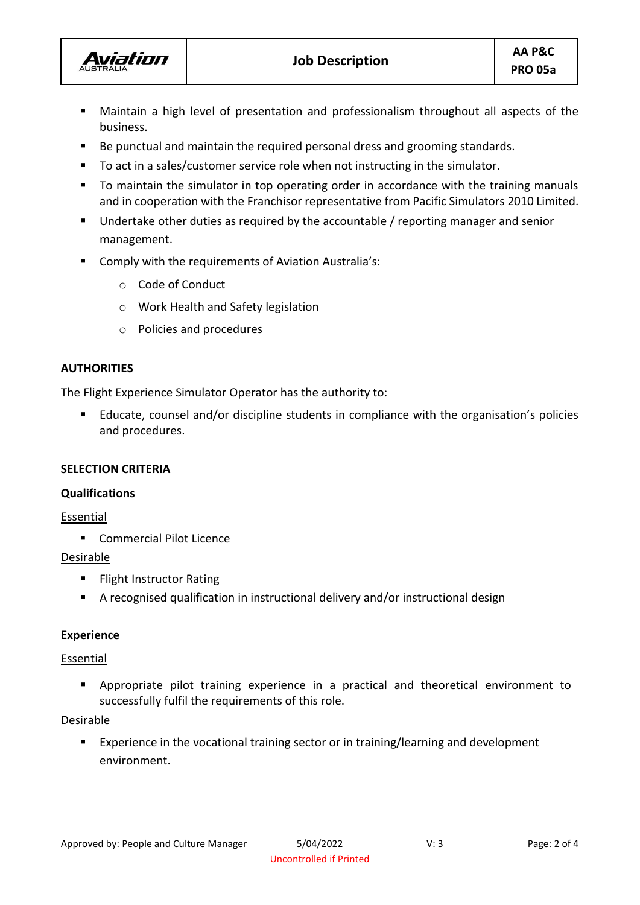- Maintain a high level of presentation and professionalism throughout all aspects of the business.
- Be punctual and maintain the required personal dress and grooming standards.
- To act in a sales/customer service role when not instructing in the simulator.
- To maintain the simulator in top operating order in accordance with the training manuals and in cooperation with the Franchisor representative from Pacific Simulators 2010 Limited.
- Undertake other duties as required by the accountable / reporting manager and senior management.
- Comply with the requirements of Aviation Australia's:
  - Code of Conduct
  - Work Health and Safety legislation
  - Policies and procedures

## AUTHORITIES

The Flight Experience Simulator Operator has the authority to:

- Educate, counsel and/or discipline students in compliance with the organisation's policies and procedures.

## SELECTION CRITERIA

### Qualifications

Essential

- Commercial Pilot Licence

Desirable

- Flight Instructor Rating
- A recognised qualification in instructional delivery and/or instructional design

### Experience

Essential

- Appropriate pilot training experience in a practical and theoretical environment to successfully fulfil the requirements of this role.

Desirable

- Experience in the vocational training sector or in training/learning and development environment.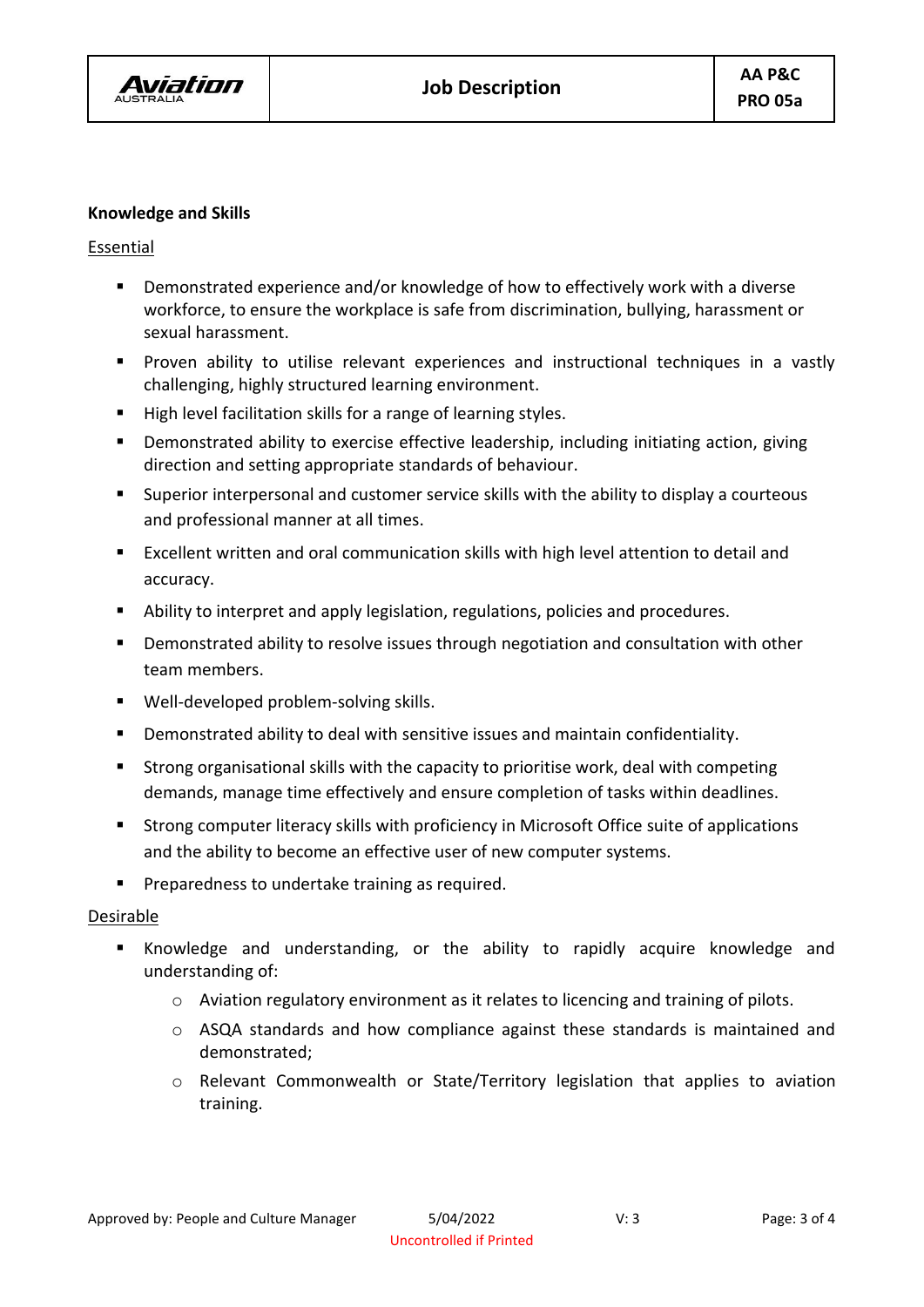**Knowledge and Skills**

Essential

- Demonstrated experience and/or knowledge of how to effectively work with a diverse workforce, to ensure the workplace is safe from discrimination, bullying, harassment or sexual harassment.
- Proven ability to utilise relevant experiences and instructional techniques in a vastly challenging, highly structured learning environment.
- High level facilitation skills for a range of learning styles.
- Demonstrated ability to exercise effective leadership, including initiating action, giving direction and setting appropriate standards of behaviour.
- Superior interpersonal and customer service skills with the ability to display a courteous and professional manner at all times.
- Excellent written and oral communication skills with high level attention to detail and accuracy.
- Ability to interpret and apply legislation, regulations, policies and procedures.
- Demonstrated ability to resolve issues through negotiation and consultation with other team members.
- Well-developed problem-solving skills.
- Demonstrated ability to deal with sensitive issues and maintain confidentiality.
- Strong organisational skills with the capacity to prioritise work, deal with competing demands, manage time effectively and ensure completion of tasks within deadlines.
- Strong computer literacy skills with proficiency in Microsoft Office suite of applications and the ability to become an effective user of new computer systems.
- Preparedness to undertake training as required.

Desirable

- Knowledge and understanding, or the ability to rapidly acquire knowledge and understanding of:
  - Aviation regulatory environment as it relates to licencing and training of pilots.
  - ASQA standards and how compliance against these standards is maintained and demonstrated;
  - Relevant Commonwealth or State/Territory legislation that applies to aviation training.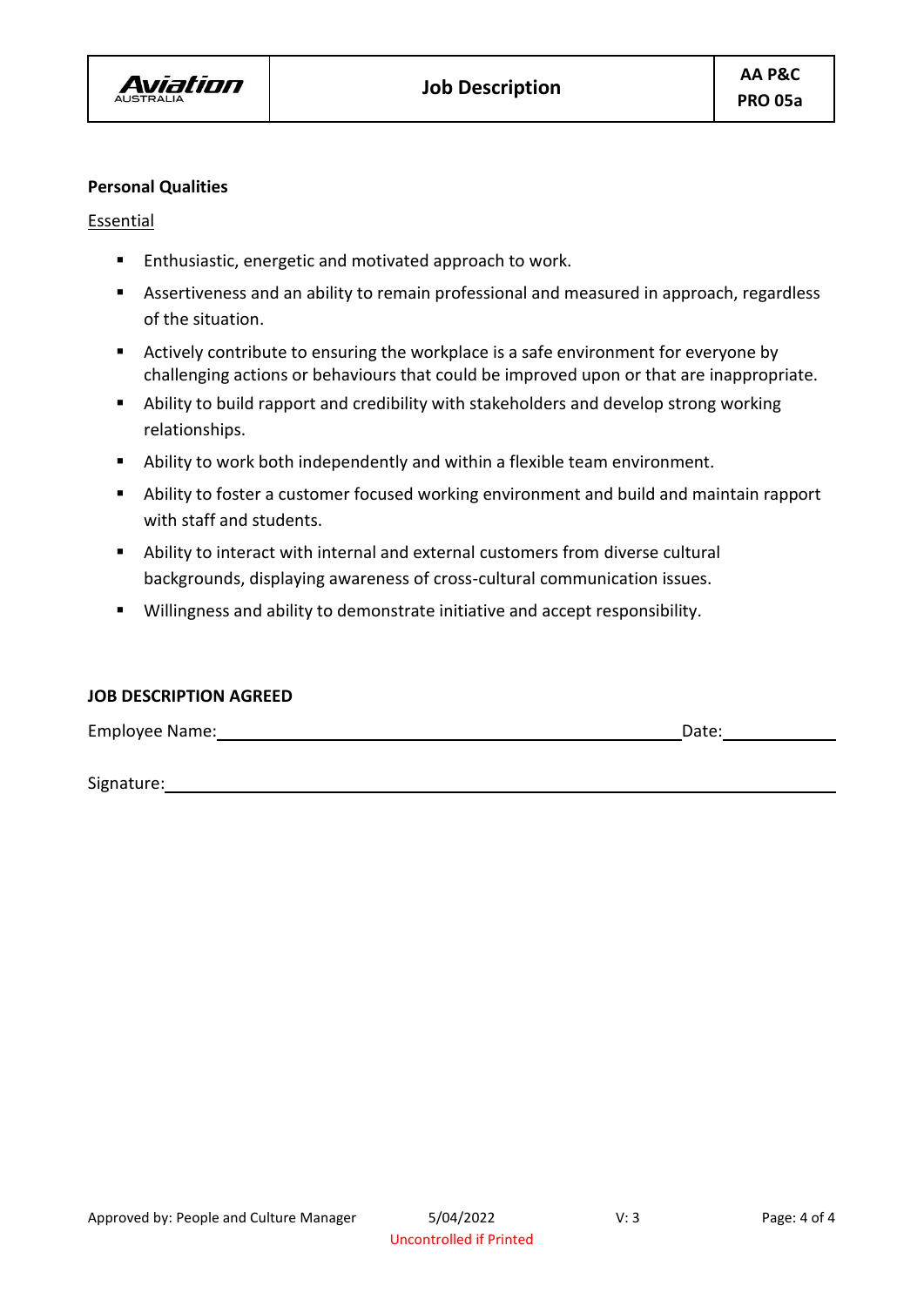**Personal Qualities**

Essential

- Enthusiastic, energetic and motivated approach to work.
- Assertiveness and an ability to remain professional and measured in approach, regardless of the situation.
- Actively contribute to ensuring the workplace is a safe environment for everyone by challenging actions or behaviours that could be improved upon or that are inappropriate.
- Ability to build rapport and credibility with stakeholders and develop strong working relationships.
- Ability to work both independently and within a flexible team environment.
- Ability to foster a customer focused working environment and build and maintain rapport with staff and students.
- Ability to interact with internal and external customers from diverse cultural backgrounds, displaying awareness of cross-cultural communication issues.
- Willingness and ability to demonstrate initiative and accept responsibility.

**JOB DESCRIPTION AGREED**

Employee Name:\_\_\_\_\_\_\_\_\_\_\_\_\_\_\_\_\_\_\_\_\_\_\_\_\_\_\_\_\_\_\_\_\_\_\_\_\_\_\_\_ Date:\_\_\_\_\_\_\_\_\_\_

Signature:\_\_\_\_\_\_\_\_\_\_\_\_\_\_\_\_\_\_\_\_\_\_\_\_\_\_\_\_\_\_\_\_\_\_\_\_\_\_\_\_\_\_\_\_\_\_\_\_\_\_\_\_\_\_\_\_